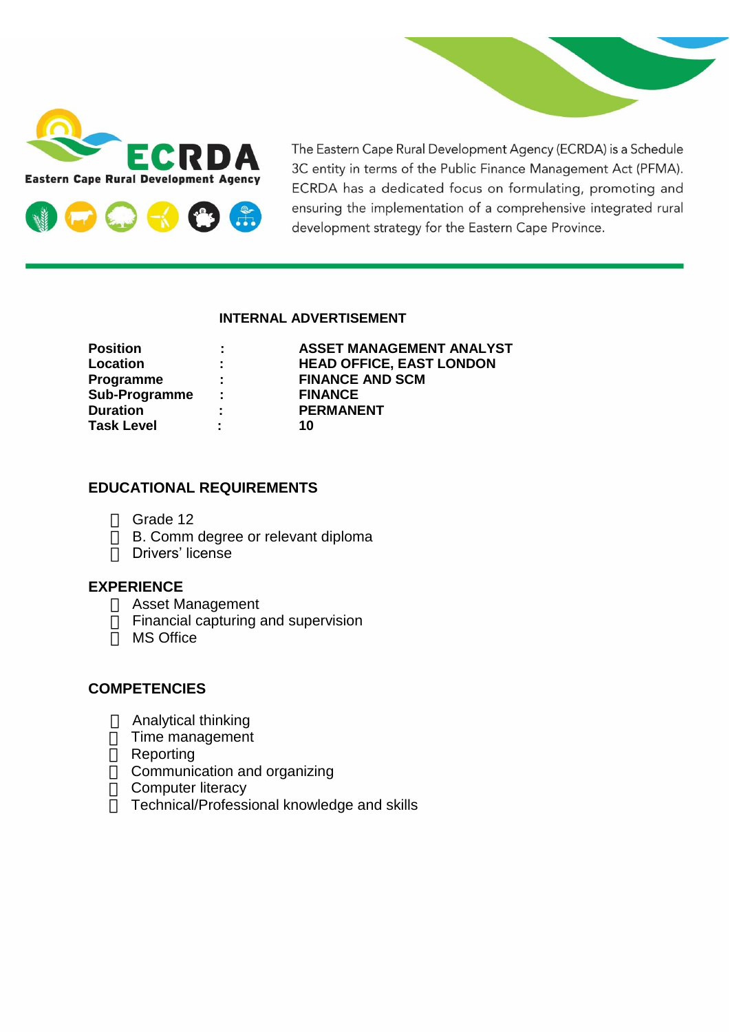ECRDA

Eastern Cape Rural Development Agency

The Eastern Cape Rural Development Agency (ECRDA) is a Schedule 3C entity in terms of the Public Finance Management Act (PFMA). ECRDA has a dedicated focus on formulating, promoting and ensuring the implementation of a comprehensive integrated rural development strategy for the Eastern Cape Province.

**INTERNAL ADVERTISEMENT**

| | | |
|---|---|---|
| **Position** | **:** | **ASSET MANAGEMENT ANALYST** |
| **Location** | **:** | **HEAD OFFICE, EAST LONDON** |
| **Programme** | **:** | **FINANCE AND SCM** |
| **Sub-Programme** | **:** | **FINANCE** |
| **Duration** | **:** | **PERMANENT** |
| **Task Level** | **:** | **10** |

## EDUCATIONAL REQUIREMENTS

- Grade 12
- B. Comm degree or relevant diploma
- Drivers' license

## EXPERIENCE

- Asset Management
- Financial capturing and supervision
- MS Office

## COMPETENCIES

- Analytical thinking
- Time management
- Reporting
- Communication and organizing
- Computer literacy
- Technical/Professional knowledge and skills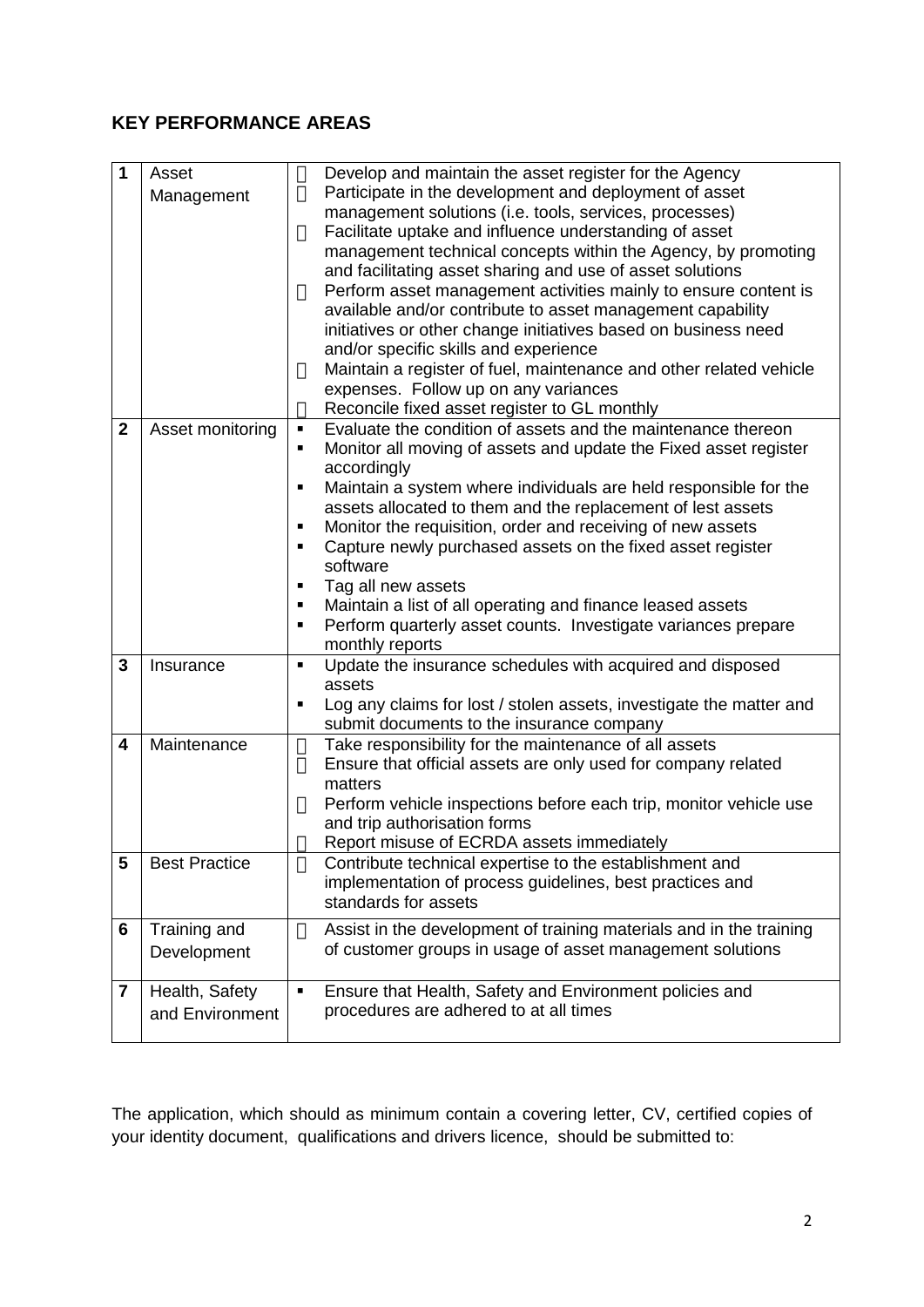## KEY PERFORMANCE AREAS

| | | |
|---|---|---|
| **1** | Asset Management | - Develop and maintain the asset register for the Agency<br>- Participate in the development and deployment of asset management solutions (i.e. tools, services, processes)<br>- Facilitate uptake and influence understanding of asset management technical concepts within the Agency, by promoting and facilitating asset sharing and use of asset solutions<br>- Perform asset management activities mainly to ensure content is available and/or contribute to asset management capability initiatives or other change initiatives based on business need and/or specific skills and experience<br>- Maintain a register of fuel, maintenance and other related vehicle expenses. Follow up on any variances<br>- Reconcile fixed asset register to GL monthly |
| **2** | Asset monitoring | - Evaluate the condition of assets and the maintenance thereon<br>- Monitor all moving of assets and update the Fixed asset register accordingly<br>- Maintain a system where individuals are held responsible for the assets allocated to them and the replacement of lest assets<br>- Monitor the requisition, order and receiving of new assets<br>- Capture newly purchased assets on the fixed asset register software<br>- Tag all new assets<br>- Maintain a list of all operating and finance leased assets<br>- Perform quarterly asset counts. Investigate variances prepare monthly reports |
| **3** | Insurance | - Update the insurance schedules with acquired and disposed assets<br>- Log any claims for lost / stolen assets, investigate the matter and submit documents to the insurance company |
| **4** | Maintenance | - Take responsibility for the maintenance of all assets<br>- Ensure that official assets are only used for company related matters<br>- Perform vehicle inspections before each trip, monitor vehicle use and trip authorisation forms<br>- Report misuse of ECRDA assets immediately |
| **5** | Best Practice | - Contribute technical expertise to the establishment and implementation of process guidelines, best practices and standards for assets |
| **6** | Training and Development | - Assist in the development of training materials and in the training of customer groups in usage of asset management solutions |
| **7** | Health, Safety and Environment | - Ensure that Health, Safety and Environment policies and procedures are adhered to at all times |

The application, which should as minimum contain a covering letter, CV, certified copies of your identity document, qualifications and drivers licence, should be submitted to: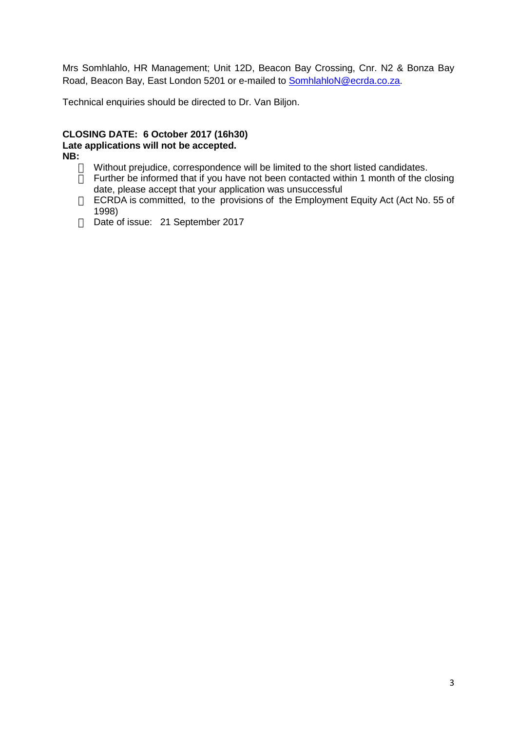Mrs Somhlahlo, HR Management; Unit 12D, Beacon Bay Crossing, Cnr. N2 & Bonza Bay Road, Beacon Bay, East London 5201 or e-mailed to [SomhlahloN@ecrda.co.za](mailto:SomhlahloN@ecrda.co.za).

Technical enquiries should be directed to Dr. Van Biljon.

**CLOSING DATE: 6 October 2017 (16h30)**
**Late applications will not be accepted.**
**NB:**

- Without prejudice, correspondence will be limited to the short listed candidates.
- Further be informed that if you have not been contacted within 1 month of the closing date, please accept that your application was unsuccessful
- ECRDA is committed, to the provisions of the Employment Equity Act (Act No. 55 of 1998)
- Date of issue: 21 September 2017